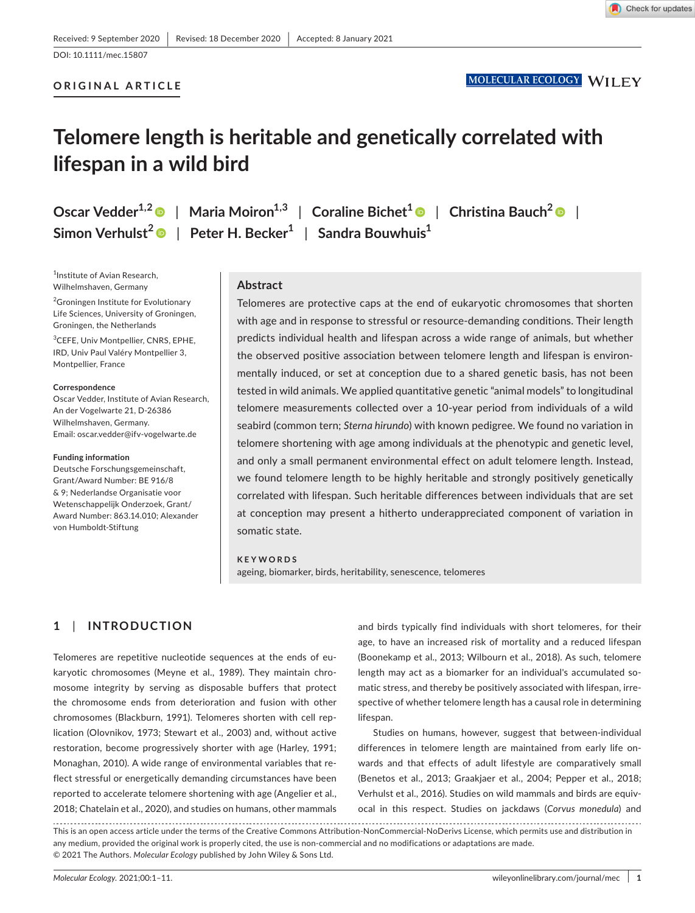Received: 9 September 2020 | Revised: 18 December 2020 | Accepted: 8 January 2021

DOI: 10.1111/mec.15807

ORIGINAL ARTICLE

# Telomere length is heritable and genetically correlated with lifespan in a wild bird

**Oscar Vedder[1,2] | Maria Moiron[1,3] | Coraline Bichet[1] | Christina Bauch[2] | Simon Verhulst[2] | Peter H. Becker[1] | Sandra Bouwhuis[1]**

[1]Institute of Avian Research, Wilhelmshaven, Germany

[2]Groningen Institute for Evolutionary Life Sciences, University of Groningen, Groningen, the Netherlands

[3]CEFE, Univ Montpellier, CNRS, EPHE, IRD, Univ Paul Valéry Montpellier 3, Montpellier, France

**Correspondence**
Oscar Vedder, Institute of Avian Research, An der Vogelwarte 21, D-26386 Wilhelmshaven, Germany.
Email: oscar.vedder@ifv-vogelwarte.de

**Funding information**
Deutsche Forschungsgemeinschaft, Grant/Award Number: BE 916/8 & 9; Nederlandse Organisatie voor Wetenschappelijk Onderzoek, Grant/Award Number: 863.14.010; Alexander von Humboldt-Stiftung

## Abstract

Telomeres are protective caps at the end of eukaryotic chromosomes that shorten with age and in response to stressful or resource-demanding conditions. Their length predicts individual health and lifespan across a wide range of animals, but whether the observed positive association between telomere length and lifespan is environmentally induced, or set at conception due to a shared genetic basis, has not been tested in wild animals. We applied quantitative genetic "animal models" to longitudinal telomere measurements collected over a 10-year period from individuals of a wild seabird (common tern; *Sterna hirundo*) with known pedigree. We found no variation in telomere shortening with age among individuals at the phenotypic and genetic level, and only a small permanent environmental effect on adult telomere length. Instead, we found telomere length to be highly heritable and strongly positively genetically correlated with lifespan. Such heritable differences between individuals that are set at conception may present a hitherto underappreciated component of variation in somatic state.

**KEYWORDS**

ageing, biomarker, birds, heritability, senescence, telomeres

## 1 | INTRODUCTION

Telomeres are repetitive nucleotide sequences at the ends of eukaryotic chromosomes (Meyne et al., 1989). They maintain chromosome integrity by serving as disposable buffers that protect the chromosome ends from deterioration and fusion with other chromosomes (Blackburn, 1991). Telomeres shorten with cell replication (Olovnikov, 1973; Stewart et al., 2003) and, without active restoration, become progressively shorter with age (Harley, 1991; Monaghan, 2010). A wide range of environmental variables that reflect stressful or energetically demanding circumstances have been reported to accelerate telomere shortening with age (Angelier et al., 2018; Chatelain et al., 2020), and studies on humans, other mammals and birds typically find individuals with short telomeres, for their age, to have an increased risk of mortality and a reduced lifespan (Boonekamp et al., 2013; Wilbourn et al., 2018). As such, telomere length may act as a biomarker for an individual's accumulated somatic stress, and thereby be positively associated with lifespan, irrespective of whether telomere length has a causal role in determining lifespan.

Studies on humans, however, suggest that between-individual differences in telomere length are maintained from early life onwards and that effects of adult lifestyle are comparatively small (Benetos et al., 2013; Graakjaer et al., 2004; Pepper et al., 2018; Verhulst et al., 2016). Studies on wild mammals and birds are equivocal in this respect. Studies on jackdaws (*Corvus monedula*) and

This is an open access article under the terms of the Creative Commons Attribution-NonCommercial-NoDerivs License, which permits use and distribution in any medium, provided the original work is properly cited, the use is non-commercial and no modifications or adaptations are made.
© 2021 The Authors. *Molecular Ecology* published by John Wiley & Sons Ltd.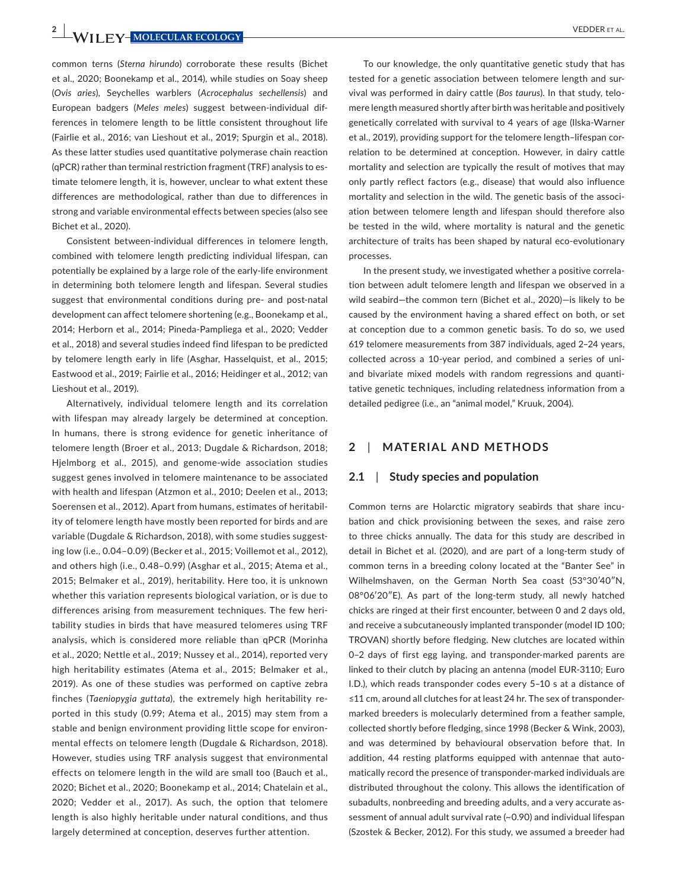common terns (*Sterna hirundo*) corroborate these results (Bichet et al., 2020; Boonekamp et al., 2014), while studies on Soay sheep (*Ovis aries*), Seychelles warblers (*Acrocephalus sechellensis*) and European badgers (*Meles meles*) suggest between-individual differences in telomere length to be little consistent throughout life (Fairlie et al., 2016; van Lieshout et al., 2019; Spurgin et al., 2018). As these latter studies used quantitative polymerase chain reaction (qPCR) rather than terminal restriction fragment (TRF) analysis to estimate telomere length, it is, however, unclear to what extent these differences are methodological, rather than due to differences in strong and variable environmental effects between species (also see Bichet et al., 2020).

Consistent between-individual differences in telomere length, combined with telomere length predicting individual lifespan, can potentially be explained by a large role of the early-life environment in determining both telomere length and lifespan. Several studies suggest that environmental conditions during pre- and post-natal development can affect telomere shortening (e.g., Boonekamp et al., 2014; Herborn et al., 2014; Pineda-Pampliega et al., 2020; Vedder et al., 2018) and several studies indeed find lifespan to be predicted by telomere length early in life (Asghar, Hasselquist, et al., 2015; Eastwood et al., 2019; Fairlie et al., 2016; Heidinger et al., 2012; van Lieshout et al., 2019).

Alternatively, individual telomere length and its correlation with lifespan may already largely be determined at conception. In humans, there is strong evidence for genetic inheritance of telomere length (Broer et al., 2013; Dugdale & Richardson, 2018; Hjelmborg et al., 2015), and genome-wide association studies suggest genes involved in telomere maintenance to be associated with health and lifespan (Atzmon et al., 2010; Deelen et al., 2013; Soerensen et al., 2012). Apart from humans, estimates of heritability of telomere length have mostly been reported for birds and are variable (Dugdale & Richardson, 2018), with some studies suggesting low (i.e., 0.04–0.09) (Becker et al., 2015; Voillemot et al., 2012), and others high (i.e., 0.48–0.99) (Asghar et al., 2015; Atema et al., 2015; Belmaker et al., 2019), heritability. Here too, it is unknown whether this variation represents biological variation, or is due to differences arising from measurement techniques. The few heritability studies in birds that have measured telomeres using TRF analysis, which is considered more reliable than qPCR (Morinha et al., 2020; Nettle et al., 2019; Nussey et al., 2014), reported very high heritability estimates (Atema et al., 2015; Belmaker et al., 2019). As one of these studies was performed on captive zebra finches (*Taeniopygia guttata*), the extremely high heritability reported in this study (0.99; Atema et al., 2015) may stem from a stable and benign environment providing little scope for environmental effects on telomere length (Dugdale & Richardson, 2018). However, studies using TRF analysis suggest that environmental effects on telomere length in the wild are small too (Bauch et al., 2020; Bichet et al., 2020; Boonekamp et al., 2014; Chatelain et al., 2020; Vedder et al., 2017). As such, the option that telomere length is also highly heritable under natural conditions, and thus largely determined at conception, deserves further attention.

To our knowledge, the only quantitative genetic study that has tested for a genetic association between telomere length and survival was performed in dairy cattle (*Bos taurus*). In that study, telomere length measured shortly after birth was heritable and positively genetically correlated with survival to 4 years of age (Ilska-Warner et al., 2019), providing support for the telomere length–lifespan correlation to be determined at conception. However, in dairy cattle mortality and selection are typically the result of motives that may only partly reflect factors (e.g., disease) that would also influence mortality and selection in the wild. The genetic basis of the association between telomere length and lifespan should therefore also be tested in the wild, where mortality is natural and the genetic architecture of traits has been shaped by natural eco-evolutionary processes.

In the present study, we investigated whether a positive correlation between adult telomere length and lifespan we observed in a wild seabird—the common tern (Bichet et al., 2020)—is likely to be caused by the environment having a shared effect on both, or set at conception due to a common genetic basis. To do so, we used 619 telomere measurements from 387 individuals, aged 2–24 years, collected across a 10-year period, and combined a series of uni- and bivariate mixed models with random regressions and quantitative genetic techniques, including relatedness information from a detailed pedigree (i.e., an "animal model," Kruuk, 2004).

## 2 | MATERIAL AND METHODS

### 2.1 | Study species and population

Common terns are Holarctic migratory seabirds that share incubation and chick provisioning between the sexes, and raise zero to three chicks annually. The data for this study are described in detail in Bichet et al. (2020), and are part of a long-term study of common terns in a breeding colony located at the "Banter See" in Wilhelmshaven, on the German North Sea coast (53°30′40″N, 08°06′20″E). As part of the long-term study, all newly hatched chicks are ringed at their first encounter, between 0 and 2 days old, and receive a subcutaneously implanted transponder (model ID 100; TROVAN) shortly before fledging. New clutches are located within 0–2 days of first egg laying, and transponder-marked parents are linked to their clutch by placing an antenna (model EUR-3110; Euro I.D.), which reads transponder codes every 5–10 s at a distance of ≤11 cm, around all clutches for at least 24 hr. The sex of transponder-marked breeders is molecularly determined from a feather sample, collected shortly before fledging, since 1998 (Becker & Wink, 2003), and was determined by behavioural observation before that. In addition, 44 resting platforms equipped with antennae that automatically record the presence of transponder-marked individuals are distributed throughout the colony. This allows the identification of subadults, nonbreeding and breeding adults, and a very accurate assessment of annual adult survival rate (~0.90) and individual lifespan (Szostek & Becker, 2012). For this study, we assumed a breeder had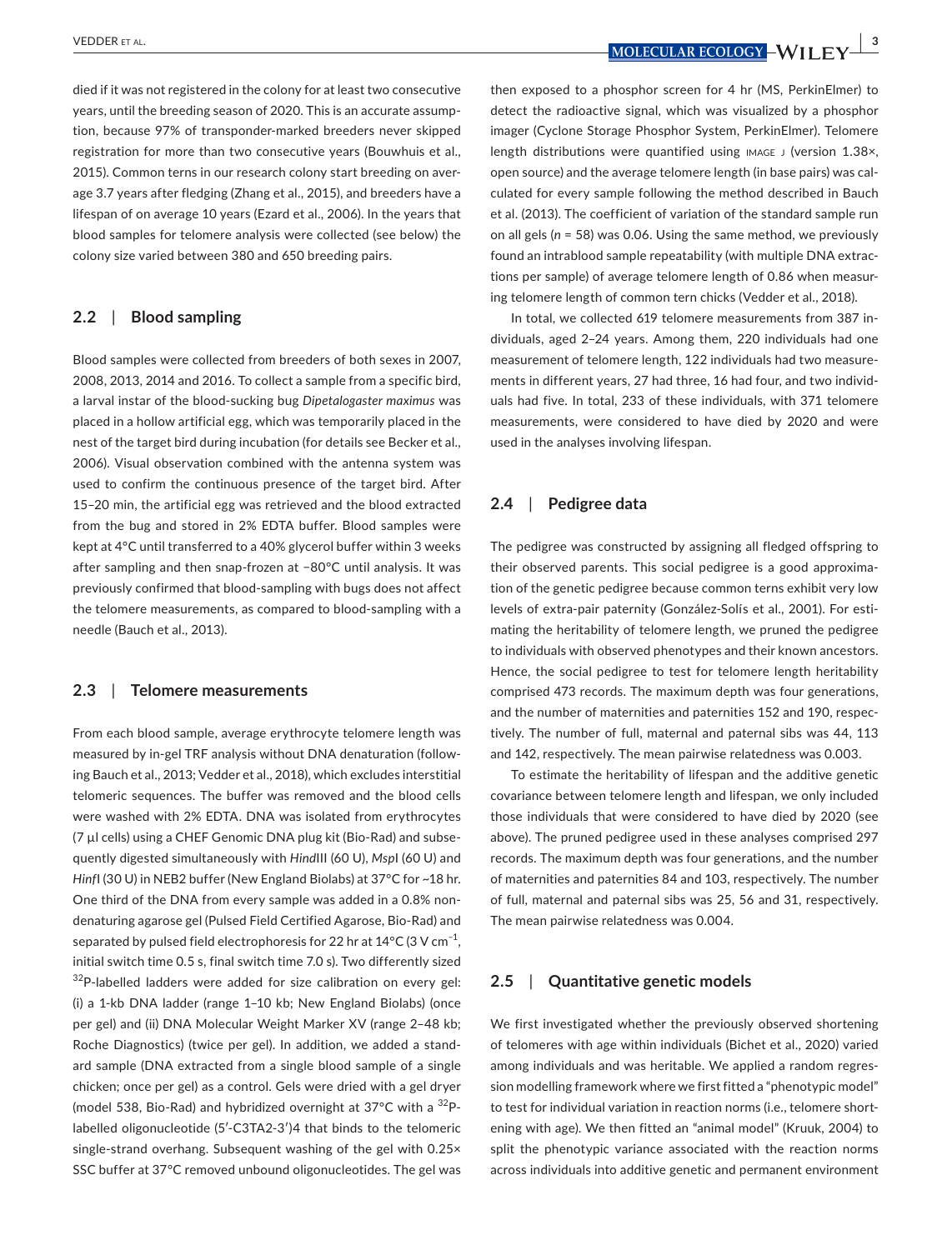died if it was not registered in the colony for at least two consecutive years, until the breeding season of 2020. This is an accurate assumption, because 97% of transponder-marked breeders never skipped registration for more than two consecutive years (Bouwhuis et al., 2015). Common terns in our research colony start breeding on average 3.7 years after fledging (Zhang et al., 2015), and breeders have a lifespan of on average 10 years (Ezard et al., 2006). In the years that blood samples for telomere analysis were collected (see below) the colony size varied between 380 and 650 breeding pairs.

### 2.2 | Blood sampling

Blood samples were collected from breeders of both sexes in 2007, 2008, 2013, 2014 and 2016. To collect a sample from a specific bird, a larval instar of the blood-sucking bug *Dipetalogaster maximus* was placed in a hollow artificial egg, which was temporarily placed in the nest of the target bird during incubation (for details see Becker et al., 2006). Visual observation combined with the antenna system was used to confirm the continuous presence of the target bird. After 15–20 min, the artificial egg was retrieved and the blood extracted from the bug and stored in 2% EDTA buffer. Blood samples were kept at 4°C until transferred to a 40% glycerol buffer within 3 weeks after sampling and then snap-frozen at −80°C until analysis. It was previously confirmed that blood-sampling with bugs does not affect the telomere measurements, as compared to blood-sampling with a needle (Bauch et al., 2013).

### 2.3 | Telomere measurements

From each blood sample, average erythrocyte telomere length was measured by in-gel TRF analysis without DNA denaturation (following Bauch et al., 2013; Vedder et al., 2018), which excludes interstitial telomeric sequences. The buffer was removed and the blood cells were washed with 2% EDTA. DNA was isolated from erythrocytes (7 µl cells) using a CHEF Genomic DNA plug kit (Bio-Rad) and subsequently digested simultaneously with *Hind*III (60 U), *Msp*I (60 U) and *Hinf*I (30 U) in NEB2 buffer (New England Biolabs) at 37°C for ~18 hr. One third of the DNA from every sample was added in a 0.8% non-denaturing agarose gel (Pulsed Field Certified Agarose, Bio-Rad) and separated by pulsed field electrophoresis for 22 hr at 14°C (3 V cm$^{-1}$, initial switch time 0.5 s, final switch time 7.0 s). Two differently sized $^{32}$P-labelled ladders were added for size calibration on every gel: (i) a 1-kb DNA ladder (range 1–10 kb; New England Biolabs) (once per gel) and (ii) DNA Molecular Weight Marker XV (range 2–48 kb; Roche Diagnostics) (twice per gel). In addition, we added a standard sample (DNA extracted from a single blood sample of a single chicken; once per gel) as a control. Gels were dried with a gel dryer (model 538, Bio-Rad) and hybridized overnight at 37°C with a $^{32}$P-labelled oligonucleotide (5′-C3TA2-3′)4 that binds to the telomeric single-strand overhang. Subsequent washing of the gel with 0.25× SSC buffer at 37°C removed unbound oligonucleotides. The gel was then exposed to a phosphor screen for 4 hr (MS, PerkinElmer) to detect the radioactive signal, which was visualized by a phosphor imager (Cyclone Storage Phosphor System, PerkinElmer). Telomere length distributions were quantified using IMAGE J (version 1.38×, open source) and the average telomere length (in base pairs) was calculated for every sample following the method described in Bauch et al. (2013). The coefficient of variation of the standard sample run on all gels ($n$ = 58) was 0.06. Using the same method, we previously found an intrablood sample repeatability (with multiple DNA extractions per sample) of average telomere length of 0.86 when measuring telomere length of common tern chicks (Vedder et al., 2018).

In total, we collected 619 telomere measurements from 387 individuals, aged 2–24 years. Among them, 220 individuals had one measurement of telomere length, 122 individuals had two measurements in different years, 27 had three, 16 had four, and two individuals had five. In total, 233 of these individuals, with 371 telomere measurements, were considered to have died by 2020 and were used in the analyses involving lifespan.

### 2.4 | Pedigree data

The pedigree was constructed by assigning all fledged offspring to their observed parents. This social pedigree is a good approximation of the genetic pedigree because common terns exhibit very low levels of extra-pair paternity (González-Solís et al., 2001). For estimating the heritability of telomere length, we pruned the pedigree to individuals with observed phenotypes and their known ancestors. Hence, the social pedigree to test for telomere length heritability comprised 473 records. The maximum depth was four generations, and the number of maternities and paternities 152 and 190, respectively. The number of full, maternal and paternal sibs was 44, 113 and 142, respectively. The mean pairwise relatedness was 0.003.

To estimate the heritability of lifespan and the additive genetic covariance between telomere length and lifespan, we only included those individuals that were considered to have died by 2020 (see above). The pruned pedigree used in these analyses comprised 297 records. The maximum depth was four generations, and the number of maternities and paternities 84 and 103, respectively. The number of full, maternal and paternal sibs was 25, 56 and 31, respectively. The mean pairwise relatedness was 0.004.

### 2.5 | Quantitative genetic models

We first investigated whether the previously observed shortening of telomeres with age within individuals (Bichet et al., 2020) varied among individuals and was heritable. We applied a random regression modelling framework where we first fitted a "phenotypic model" to test for individual variation in reaction norms (i.e., telomere shortening with age). We then fitted an "animal model" (Kruuk, 2004) to split the phenotypic variance associated with the reaction norms across individuals into additive genetic and permanent environment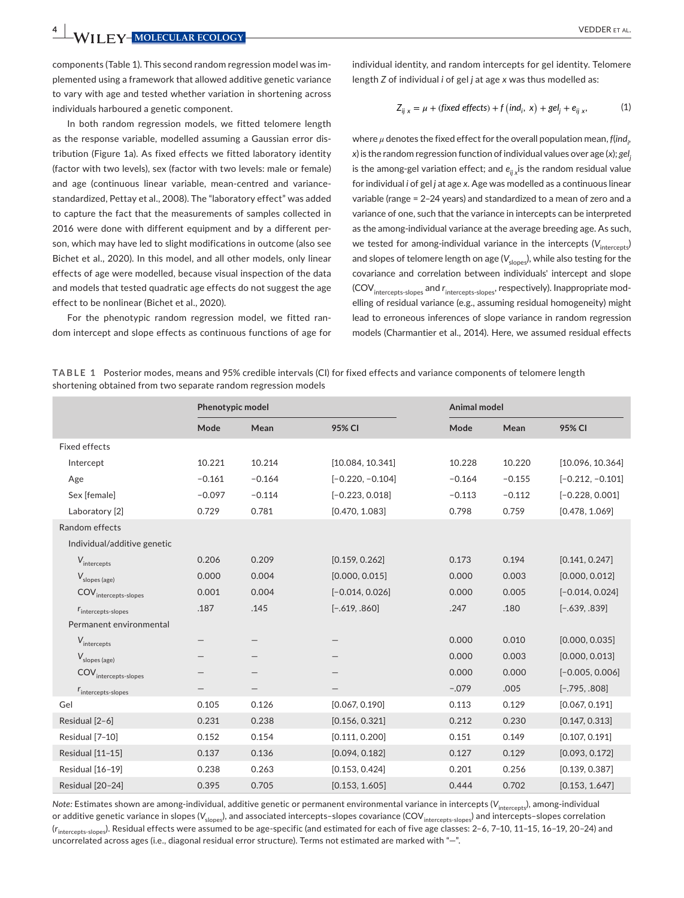components (Table 1). This second random regression model was implemented using a framework that allowed additive genetic variance to vary with age and tested whether variation in shortening across individuals harboured a genetic component.

In both random regression models, we fitted telomere length as the response variable, modelled assuming a Gaussian error distribution (Figure 1a). As fixed effects we fitted laboratory identity (factor with two levels), sex (factor with two levels: male or female) and age (continuous linear variable, mean-centred and variance-standardized, Pettay et al., 2008). The "laboratory effect" was added to capture the fact that the measurements of samples collected in 2016 were done with different equipment and by a different person, which may have led to slight modifications in outcome (also see Bichet et al., 2020). In this model, and all other models, only linear effects of age were modelled, because visual inspection of the data and models that tested quadratic age effects do not suggest the age effect to be nonlinear (Bichet et al., 2020).

For the phenotypic random regression model, we fitted random intercept and slope effects as continuous functions of age for individual identity, and random intercepts for gel identity. Telomere length $Z$ of individual $i$ of gel $j$ at age $x$ was thus modelled as:

$$Z_{ij\,x} = \mu + (fixed\ effects) + f\,(ind_i,\ x) + gel_j + e_{ij\,x}, \tag{1}$$

where $\mu$ denotes the fixed effect for the overall population mean, $f(ind_i, x)$ is the random regression function of individual values over age ($x$); $gel_j$ is the among-gel variation effect; and $e_{ij\,x}$ is the random residual value for individual $i$ of gel $j$ at age $x$. Age was modelled as a continuous linear variable (range = 2–24 years) and standardized to a mean of zero and a variance of one, such that the variance in intercepts can be interpreted as the among-individual variance at the average breeding age. As such, we tested for among-individual variance in the intercepts ($V_{intercepts}$) and slopes of telomere length on age ($V_{slopes}$), while also testing for the covariance and correlation between individuals' intercept and slope ($COV_{intercepts\text{-}slopes}$ and $r_{intercepts\text{-}slopes}$, respectively). Inappropriate modelling of residual variance (e.g., assuming residual homogeneity) might lead to erroneous inferences of slope variance in random regression models (Charmantier et al., 2014). Here, we assumed residual effects

**TABLE 1** Posterior modes, means and 95% credible intervals (CI) for fixed effects and variance components of telomere length shortening obtained from two separate random regression models

| | Phenotypic model | | | Animal model | | |
|---|---|---|---|---|---|---|
| | Mode | Mean | 95% CI | Mode | Mean | 95% CI |
| Fixed effects | | | | | | |
| Intercept | 10.221 | 10.214 | [10.084, 10.341] | 10.228 | 10.220 | [10.096, 10.364] |
| Age | −0.161 | −0.164 | [−0.220, −0.104] | −0.164 | −0.155 | [−0.212, −0.101] |
| Sex [female] | −0.097 | −0.114 | [−0.223, 0.018] | −0.113 | −0.112 | [−0.228, 0.001] |
| Laboratory [2] | 0.729 | 0.781 | [0.470, 1.083] | 0.798 | 0.759 | [0.478, 1.069] |
| Random effects | | | | | | |
| Individual/additive genetic | | | | | | |
| $V_{intercepts}$ | 0.206 | 0.209 | [0.159, 0.262] | 0.173 | 0.194 | [0.141, 0.247] |
| $V_{slopes\ (age)}$ | 0.000 | 0.004 | [0.000, 0.015] | 0.000 | 0.003 | [0.000, 0.012] |
| $COV_{intercepts\text{-}slopes}$ | 0.001 | 0.004 | [−0.014, 0.026] | 0.000 | 0.005 | [−0.014, 0.024] |
| $r_{intercepts\text{-}slopes}$ | .187 | .145 | [−.619, .860] | .247 | .180 | [−.639, .839] |
| Permanent environmental | | | | | | |
| $V_{intercepts}$ | – | – | – | 0.000 | 0.010 | [0.000, 0.035] |
| $V_{slopes\ (age)}$ | – | – | – | 0.000 | 0.003 | [0.000, 0.013] |
| $COV_{intercepts\text{-}slopes}$ | – | – | – | 0.000 | 0.000 | [−0.005, 0.006] |
| $r_{intercepts\text{-}slopes}$ | – | – | – | −.079 | .005 | [−.795, .808] |
| Gel | 0.105 | 0.126 | [0.067, 0.190] | 0.113 | 0.129 | [0.067, 0.191] |
| Residual [2–6] | 0.231 | 0.238 | [0.156, 0.321] | 0.212 | 0.230 | [0.147, 0.313] |
| Residual [7–10] | 0.152 | 0.154 | [0.111, 0.200] | 0.151 | 0.149 | [0.107, 0.191] |
| Residual [11–15] | 0.137 | 0.136 | [0.094, 0.182] | 0.127 | 0.129 | [0.093, 0.172] |
| Residual [16–19] | 0.238 | 0.263 | [0.153, 0.424] | 0.201 | 0.256 | [0.139, 0.387] |
| Residual [20–24] | 0.395 | 0.705 | [0.153, 1.605] | 0.444 | 0.702 | [0.153, 1.647] |

*Note:* Estimates shown are among-individual, additive genetic or permanent environmental variance in intercepts ($V_{intercepts}$), among-individual or additive genetic variance in slopes ($V_{slopes}$), and associated intercepts–slopes covariance ($COV_{intercepts\text{-}slopes}$) and intercepts–slopes correlation ($r_{intercepts\text{-}slopes}$). Residual effects were assumed to be age-specific (and estimated for each of five age classes: 2–6, 7–10, 11–15, 16–19, 20–24) and uncorrelated across ages (i.e., diagonal residual error structure). Terms not estimated are marked with "–".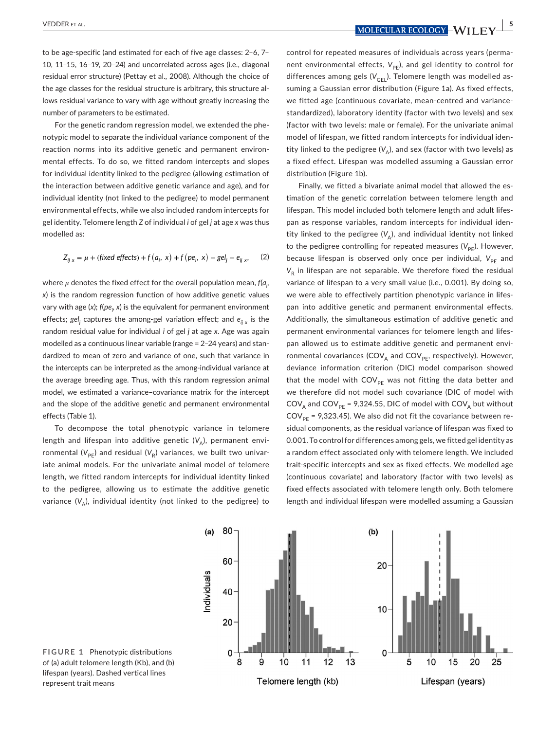to be age-specific (and estimated for each of five age classes: 2–6, 7–10, 11–15, 16–19, 20–24) and uncorrelated across ages (i.e., diagonal residual error structure) (Pettay et al., 2008). Although the choice of the age classes for the residual structure is arbitrary, this structure allows residual variance to vary with age without greatly increasing the number of parameters to be estimated.

For the genetic random regression model, we extended the phenotypic model to separate the individual variance component of the reaction norms into its additive genetic and permanent environmental effects. To do so, we fitted random intercepts and slopes for individual identity linked to the pedigree (allowing estimation of the interaction between additive genetic variance and age), and for individual identity (not linked to the pedigree) to model permanent environmental effects, while we also included random intercepts for gel identity. Telomere length $Z$ of individual $i$ of gel $j$ at age $x$ was thus modelled as:

$$Z_{ij\,x} = \mu + (\textit{fixed effects}) + f\left(a_i,\ x\right) + f\left(pe_i,\ x\right) + gel_j + e_{ij\,x}, \tag{2}$$

where $\mu$ denotes the fixed effect for the overall population mean, $f(a_i, x)$ is the random regression function of how additive genetic values vary with age ($x$); $f(pe_i, x)$ is the equivalent for permanent environment effects; $gel_j$ captures the among-gel variation effect; and $e_{ij\,x}$ is the random residual value for individual $i$ of gel $j$ at age $x$. Age was again modelled as a continuous linear variable (range = 2–24 years) and standardized to mean of zero and variance of one, such that variance in the intercepts can be interpreted as the among-individual variance at the average breeding age. Thus, with this random regression animal model, we estimated a variance–covariance matrix for the intercept and the slope of the additive genetic and permanent environmental effects (Table 1).

To decompose the total phenotypic variance in telomere length and lifespan into additive genetic ($V_A$), permanent environmental ($V_{PE}$) and residual ($V_R$) variances, we built two univariate animal models. For the univariate animal model of telomere length, we fitted random intercepts for individual identity linked to the pedigree, allowing us to estimate the additive genetic variance ($V_A$), individual identity (not linked to the pedigree) to control for repeated measures of individuals across years (permanent environmental effects, $V_{PE}$), and gel identity to control for differences among gels ($V_{GEL}$). Telomere length was modelled assuming a Gaussian error distribution (Figure 1a). As fixed effects, we fitted age (continuous covariate, mean-centred and variance-standardized), laboratory identity (factor with two levels) and sex (factor with two levels: male or female). For the univariate animal model of lifespan, we fitted random intercepts for individual identity linked to the pedigree ($V_A$), and sex (factor with two levels) as a fixed effect. Lifespan was modelled assuming a Gaussian error distribution (Figure 1b).

Finally, we fitted a bivariate animal model that allowed the estimation of the genetic correlation between telomere length and lifespan. This model included both telomere length and adult lifespan as response variables, random intercepts for individual identity linked to the pedigree ($V_A$), and individual identity not linked to the pedigree controlling for repeated measures ($V_{PE}$). However, because lifespan is observed only once per individual, $V_{PE}$ and $V_R$ in lifespan are not separable. We therefore fixed the residual variance of lifespan to a very small value (i.e., 0.001). By doing so, we were able to effectively partition phenotypic variance in lifespan into additive genetic and permanent environmental effects. Additionally, the simultaneous estimation of additive genetic and permanent environmental variances for telomere length and lifespan allowed us to estimate additive genetic and permanent environmental covariances ($COV_A$ and $COV_{PE}$, respectively). However, deviance information criterion (DIC) model comparison showed that the model with $COV_{PE}$ was not fitting the data better and we therefore did not model such covariance (DIC of model with $COV_A$ and $COV_{PE}$ = 9,324.55, DIC of model with $COV_A$ but without $COV_{PE}$ = 9,323.45). We also did not fit the covariance between residual components, as the residual variance of lifespan was fixed to 0.001. To control for differences among gels, we fitted gel identity as a random effect associated only with telomere length. We included trait-specific intercepts and sex as fixed effects. We modelled age (continuous covariate) and laboratory (factor with two levels) as fixed effects associated with telomere length only. Both telomere length and individual lifespan were modelled assuming a Gaussian

**FIGURE 1** Phenotypic distributions of (a) adult telomere length (Kb), and (b) lifespan (years). Dashed vertical lines represent trait means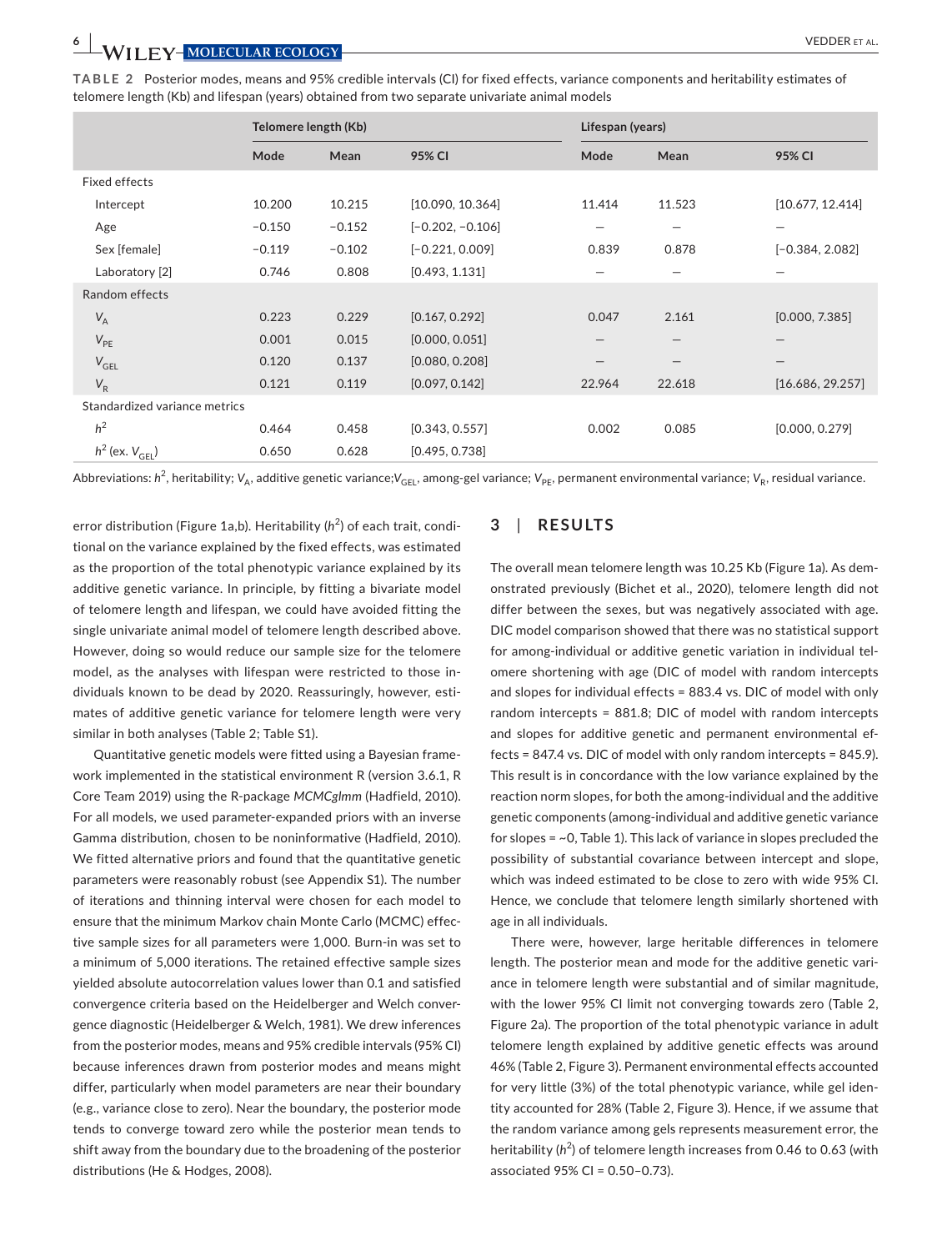**TABLE 2** Posterior modes, means and 95% credible intervals (CI) for fixed effects, variance components and heritability estimates of telomere length (Kb) and lifespan (years) obtained from two separate univariate animal models

| | Telomere length (Kb) | | | Lifespan (years) | | |
|---|---|---|---|---|---|---|
| | Mode | Mean | 95% CI | Mode | Mean | 95% CI |
| Fixed effects | | | | | | |
| Intercept | 10.200 | 10.215 | [10.090, 10.364] | 11.414 | 11.523 | [10.677, 12.414] |
| Age | −0.150 | −0.152 | [−0.202, −0.106] | — | — | — |
| Sex [female] | −0.119 | −0.102 | [−0.221, 0.009] | 0.839 | 0.878 | [−0.384, 2.082] |
| Laboratory [2] | 0.746 | 0.808 | [0.493, 1.131] | — | — | — |
| Random effects | | | | | | |
| $V_A$ | 0.223 | 0.229 | [0.167, 0.292] | 0.047 | 2.161 | [0.000, 7.385] |
| $V_{PE}$ | 0.001 | 0.015 | [0.000, 0.051] | — | — | — |
| $V_{GEL}$ | 0.120 | 0.137 | [0.080, 0.208] | — | — | — |
| $V_R$ | 0.121 | 0.119 | [0.097, 0.142] | 22.964 | 22.618 | [16.686, 29.257] |
| Standardized variance metrics | | | | | | |
| $h^2$ | 0.464 | 0.458 | [0.343, 0.557] | 0.002 | 0.085 | [0.000, 0.279] |
| $h^2$ (ex. $V_{GEL}$) | 0.650 | 0.628 | [0.495, 0.738] | | | |

Abbreviations: $h^2$, heritability; $V_A$, additive genetic variance; $V_{GEL}$, among-gel variance; $V_{PE}$, permanent environmental variance; $V_R$, residual variance.

error distribution (Figure 1a,b). Heritability ($h^2$) of each trait, conditional on the variance explained by the fixed effects, was estimated as the proportion of the total phenotypic variance explained by its additive genetic variance. In principle, by fitting a bivariate model of telomere length and lifespan, we could have avoided fitting the single univariate animal model of telomere length described above. However, doing so would reduce our sample size for the telomere model, as the analyses with lifespan were restricted to those individuals known to be dead by 2020. Reassuringly, however, estimates of additive genetic variance for telomere length were very similar in both analyses (Table 2; Table S1).

Quantitative genetic models were fitted using a Bayesian framework implemented in the statistical environment R (version 3.6.1, R Core Team 2019) using the R-package *MCMCglmm* (Hadfield, 2010). For all models, we used parameter-expanded priors with an inverse Gamma distribution, chosen to be noninformative (Hadfield, 2010). We fitted alternative priors and found that the quantitative genetic parameters were reasonably robust (see Appendix S1). The number of iterations and thinning interval were chosen for each model to ensure that the minimum Markov chain Monte Carlo (MCMC) effective sample sizes for all parameters were 1,000. Burn-in was set to a minimum of 5,000 iterations. The retained effective sample sizes yielded absolute autocorrelation values lower than 0.1 and satisfied convergence criteria based on the Heidelberger and Welch convergence diagnostic (Heidelberger & Welch, 1981). We drew inferences from the posterior modes, means and 95% credible intervals (95% CI) because inferences drawn from posterior modes and means might differ, particularly when model parameters are near their boundary (e.g., variance close to zero). Near the boundary, the posterior mode tends to converge toward zero while the posterior mean tends to shift away from the boundary due to the broadening of the posterior distributions (He & Hodges, 2008).

## 3 | RESULTS

The overall mean telomere length was 10.25 Kb (Figure 1a). As demonstrated previously (Bichet et al., 2020), telomere length did not differ between the sexes, but was negatively associated with age. DIC model comparison showed that there was no statistical support for among-individual or additive genetic variation in individual telomere shortening with age (DIC of model with random intercepts and slopes for individual effects = 883.4 vs. DIC of model with only random intercepts = 881.8; DIC of model with random intercepts and slopes for additive genetic and permanent environmental effects = 847.4 vs. DIC of model with only random intercepts = 845.9). This result is in concordance with the low variance explained by the reaction norm slopes, for both the among-individual and the additive genetic components (among-individual and additive genetic variance for slopes = ~0, Table 1). This lack of variance in slopes precluded the possibility of substantial covariance between intercept and slope, which was indeed estimated to be close to zero with wide 95% CI. Hence, we conclude that telomere length similarly shortened with age in all individuals.

There were, however, large heritable differences in telomere length. The posterior mean and mode for the additive genetic variance in telomere length were substantial and of similar magnitude, with the lower 95% CI limit not converging towards zero (Table 2, Figure 2a). The proportion of the total phenotypic variance in adult telomere length explained by additive genetic effects was around 46% (Table 2, Figure 3). Permanent environmental effects accounted for very little (3%) of the total phenotypic variance, while gel identity accounted for 28% (Table 2, Figure 3). Hence, if we assume that the random variance among gels represents measurement error, the heritability ($h^2$) of telomere length increases from 0.46 to 0.63 (with associated 95% CI = 0.50–0.73).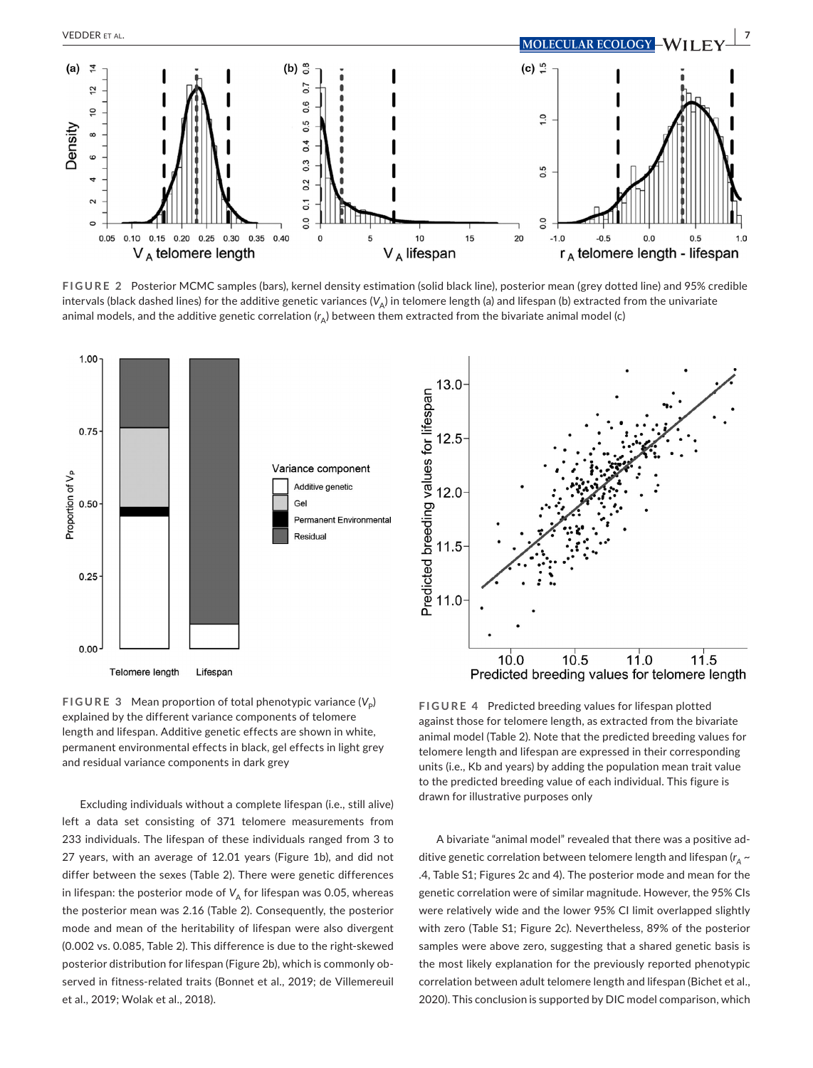**FIGURE 2** Posterior MCMC samples (bars), kernel density estimation (solid black line), posterior mean (grey dotted line) and 95% credible intervals (black dashed lines) for the additive genetic variances ($V_A$) in telomere length (a) and lifespan (b) extracted from the univariate animal models, and the additive genetic correlation ($r_A$) between them extracted from the bivariate animal model (c)

**FIGURE 3** Mean proportion of total phenotypic variance ($V_P$) explained by the different variance components of telomere length and lifespan. Additive genetic effects are shown in white, permanent environmental effects in black, gel effects in light grey and residual variance components in dark grey

**FIGURE 4** Predicted breeding values for lifespan plotted against those for telomere length, as extracted from the bivariate animal model (Table 2). Note that the predicted breeding values for telomere length and lifespan are expressed in their corresponding units (i.e., Kb and years) by adding the population mean trait value to the predicted breeding value of each individual. This figure is drawn for illustrative purposes only

Excluding individuals without a complete lifespan (i.e., still alive) left a data set consisting of 371 telomere measurements from 233 individuals. The lifespan of these individuals ranged from 3 to 27 years, with an average of 12.01 years (Figure 1b), and did not differ between the sexes (Table 2). There were genetic differences in lifespan: the posterior mode of $V_A$ for lifespan was 0.05, whereas the posterior mean was 2.16 (Table 2). Consequently, the posterior mode and mean of the heritability of lifespan were also divergent (0.002 vs. 0.085, Table 2). This difference is due to the right-skewed posterior distribution for lifespan (Figure 2b), which is commonly observed in fitness-related traits (Bonnet et al., 2019; de Villemereuil et al., 2019; Wolak et al., 2018).

A bivariate "animal model" revealed that there was a positive additive genetic correlation between telomere length and lifespan ($r_A$ ~ .4, Table S1; Figures 2c and 4). The posterior mode and mean for the genetic correlation were of similar magnitude. However, the 95% CIs were relatively wide and the lower 95% CI limit overlapped slightly with zero (Table S1; Figure 2c). Nevertheless, 89% of the posterior samples were above zero, suggesting that a shared genetic basis is the most likely explanation for the previously reported phenotypic correlation between adult telomere length and lifespan (Bichet et al., 2020). This conclusion is supported by DIC model comparison, which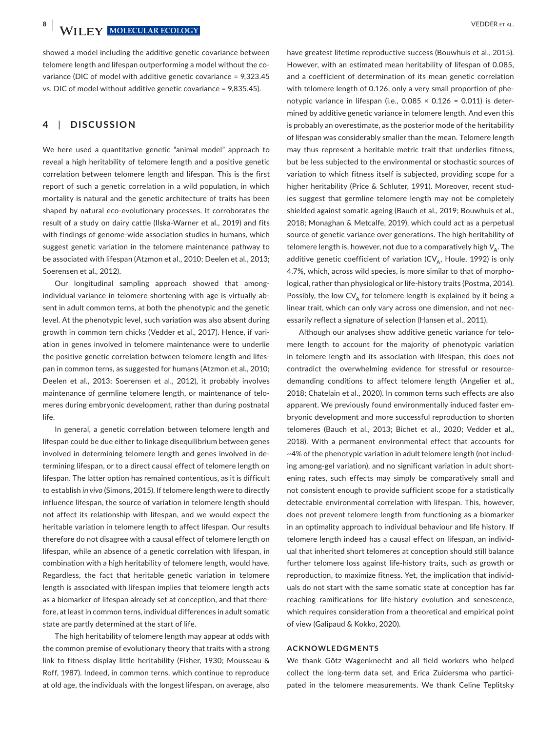showed a model including the additive genetic covariance between telomere length and lifespan outperforming a model without the covariance (DIC of model with additive genetic covariance = 9,323.45 vs. DIC of model without additive genetic covariance = 9,835.45).

## 4 | DISCUSSION

We here used a quantitative genetic "animal model" approach to reveal a high heritability of telomere length and a positive genetic correlation between telomere length and lifespan. This is the first report of such a genetic correlation in a wild population, in which mortality is natural and the genetic architecture of traits has been shaped by natural eco-evolutionary processes. It corroborates the result of a study on dairy cattle (Ilska-Warner et al., 2019) and fits with findings of genome-wide association studies in humans, which suggest genetic variation in the telomere maintenance pathway to be associated with lifespan (Atzmon et al., 2010; Deelen et al., 2013; Soerensen et al., 2012).

Our longitudinal sampling approach showed that among-individual variance in telomere shortening with age is virtually absent in adult common terns, at both the phenotypic and the genetic level. At the phenotypic level, such variation was also absent during growth in common tern chicks (Vedder et al., 2017). Hence, if variation in genes involved in telomere maintenance were to underlie the positive genetic correlation between telomere length and lifespan in common terns, as suggested for humans (Atzmon et al., 2010; Deelen et al., 2013; Soerensen et al., 2012), it probably involves maintenance of germline telomere length, or maintenance of telomeres during embryonic development, rather than during postnatal life.

In general, a genetic correlation between telomere length and lifespan could be due either to linkage disequilibrium between genes involved in determining telomere length and genes involved in determining lifespan, or to a direct causal effect of telomere length on lifespan. The latter option has remained contentious, as it is difficult to establish *in vivo* (Simons, 2015). If telomere length were to directly influence lifespan, the source of variation in telomere length should not affect its relationship with lifespan, and we would expect the heritable variation in telomere length to affect lifespan. Our results therefore do not disagree with a causal effect of telomere length on lifespan, while an absence of a genetic correlation with lifespan, in combination with a high heritability of telomere length, would have. Regardless, the fact that heritable genetic variation in telomere length is associated with lifespan implies that telomere length acts as a biomarker of lifespan already set at conception, and that therefore, at least in common terns, individual differences in adult somatic state are partly determined at the start of life.

The high heritability of telomere length may appear at odds with the common premise of evolutionary theory that traits with a strong link to fitness display little heritability (Fisher, 1930; Mousseau & Roff, 1987). Indeed, in common terns, which continue to reproduce at old age, the individuals with the longest lifespan, on average, also have greatest lifetime reproductive success (Bouwhuis et al., 2015). However, with an estimated mean heritability of lifespan of 0.085, and a coefficient of determination of its mean genetic correlation with telomere length of 0.126, only a very small proportion of phenotypic variance in lifespan (i.e., $0.085 \times 0.126 = 0.011$) is determined by additive genetic variance in telomere length. And even this is probably an overestimate, as the posterior mode of the heritability of lifespan was considerably smaller than the mean. Telomere length may thus represent a heritable metric trait that underlies fitness, but be less subjected to the environmental or stochastic sources of variation to which fitness itself is subjected, providing scope for a higher heritability (Price & Schluter, 1991). Moreover, recent studies suggest that germline telomere length may not be completely shielded against somatic ageing (Bauch et al., 2019; Bouwhuis et al., 2018; Monaghan & Metcalfe, 2019), which could act as a perpetual source of genetic variance over generations. The high heritability of telomere length is, however, not due to a comparatively high $V_A$. The additive genetic coefficient of variation ($CV_A$, Houle, 1992) is only 4.7%, which, across wild species, is more similar to that of morphological, rather than physiological or life-history traits (Postma, 2014). Possibly, the low $CV_A$ for telomere length is explained by it being a linear trait, which can only vary across one dimension, and not necessarily reflect a signature of selection (Hansen et al., 2011).

Although our analyses show additive genetic variance for telomere length to account for the majority of phenotypic variation in telomere length and its association with lifespan, this does not contradict the overwhelming evidence for stressful or resource-demanding conditions to affect telomere length (Angelier et al., 2018; Chatelain et al., 2020). In common terns such effects are also apparent. We previously found environmentally induced faster embryonic development and more successful reproduction to shorten telomeres (Bauch et al., 2013; Bichet et al., 2020; Vedder et al., 2018). With a permanent environmental effect that accounts for ~4% of the phenotypic variation in adult telomere length (not including among-gel variation), and no significant variation in adult shortening rates, such effects may simply be comparatively small and not consistent enough to provide sufficient scope for a statistically detectable environmental correlation with lifespan. This, however, does not prevent telomere length from functioning as a biomarker in an optimality approach to individual behaviour and life history. If telomere length indeed has a causal effect on lifespan, an individual that inherited short telomeres at conception should still balance further telomere loss against life-history traits, such as growth or reproduction, to maximize fitness. Yet, the implication that individuals do not start with the same somatic state at conception has far reaching ramifications for life-history evolution and senescence, which requires consideration from a theoretical and empirical point of view (Galipaud & Kokko, 2020).

### ACKNOWLEDGMENTS

We thank Götz Wagenknecht and all field workers who helped collect the long-term data set, and Erica Zuidersma who participated in the telomere measurements. We thank Celine Teplitsky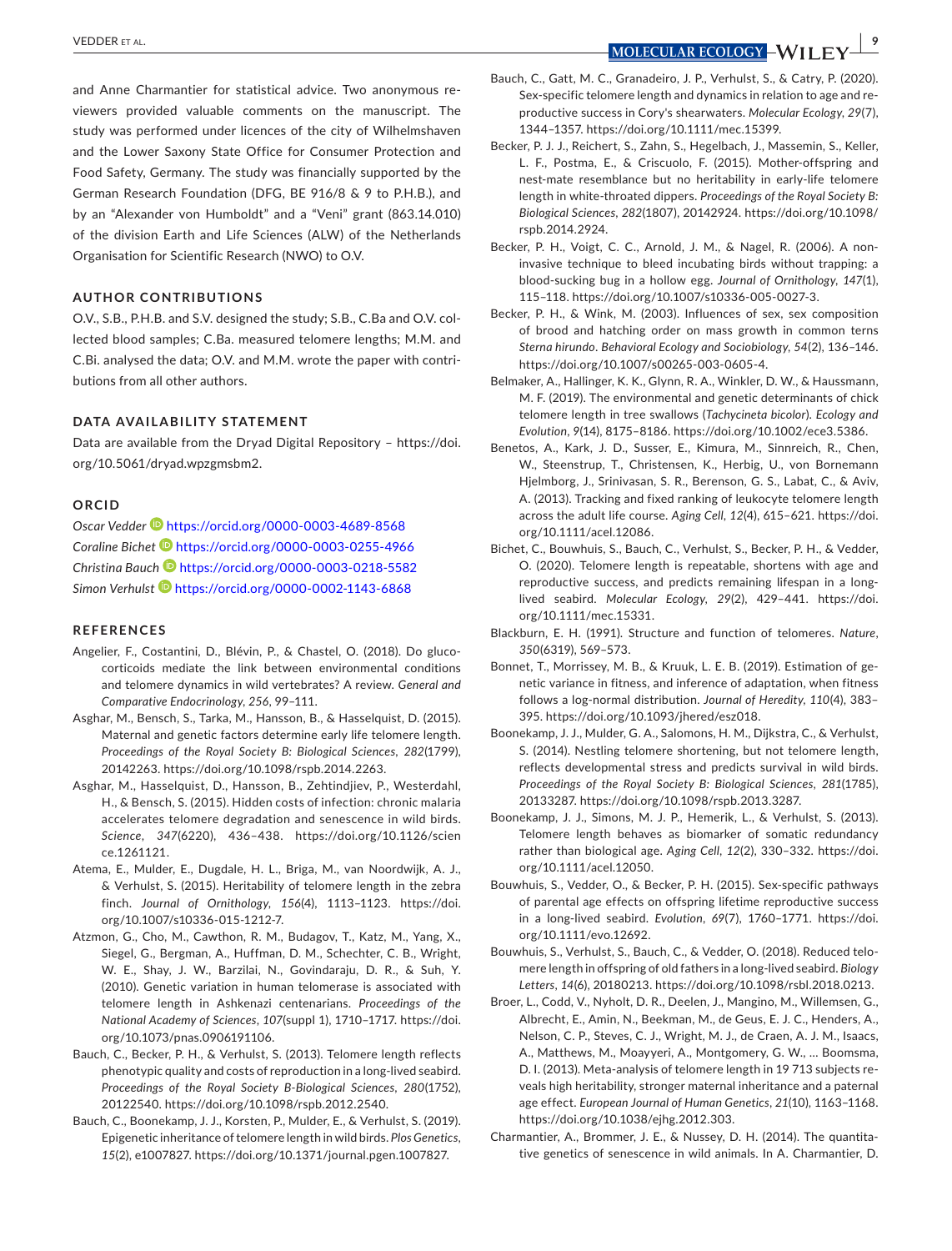and Anne Charmantier for statistical advice. Two anonymous reviewers provided valuable comments on the manuscript. The study was performed under licences of the city of Wilhelmshaven and the Lower Saxony State Office for Consumer Protection and Food Safety, Germany. The study was financially supported by the German Research Foundation (DFG, BE 916/8 & 9 to P.H.B.), and by an "Alexander von Humboldt" and a "Veni" grant (863.14.010) of the division Earth and Life Sciences (ALW) of the Netherlands Organisation for Scientific Research (NWO) to O.V.

## AUTHOR CONTRIBUTIONS

O.V., S.B., P.H.B. and S.V. designed the study; S.B., C.Ba and O.V. collected blood samples; C.Ba. measured telomere lengths; M.M. and C.Bi. analysed the data; O.V. and M.M. wrote the paper with contributions from all other authors.

## DATA AVAILABILITY STATEMENT

Data are available from the Dryad Digital Repository – https://doi.org/10.5061/dryad.wpzgmsbm2.

## ORCID

*Oscar Vedder* https://orcid.org/0000-0003-4689-8568
*Coraline Bichet* https://orcid.org/0000-0003-0255-4966
*Christina Bauch* https://orcid.org/0000-0003-0218-5582
*Simon Verhulst* https://orcid.org/0000-0002-1143-6868

## REFERENCES

Angelier, F., Costantini, D., Blévin, P., & Chastel, O. (2018). Do glucocorticoids mediate the link between environmental conditions and telomere dynamics in wild vertebrates? A review. *General and Comparative Endocrinology*, *256*, 99–111.

Asghar, M., Bensch, S., Tarka, M., Hansson, B., & Hasselquist, D. (2015). Maternal and genetic factors determine early life telomere length. *Proceedings of the Royal Society B: Biological Sciences*, *282*(1799), 20142263. https://doi.org/10.1098/rspb.2014.2263.

Asghar, M., Hasselquist, D., Hansson, B., Zehtindjiev, P., Westerdahl, H., & Bensch, S. (2015). Hidden costs of infection: chronic malaria accelerates telomere degradation and senescence in wild birds. *Science*, *347*(6220), 436–438. https://doi.org/10.1126/science.1261121.

Atema, E., Mulder, E., Dugdale, H. L., Briga, M., van Noordwijk, A. J., & Verhulst, S. (2015). Heritability of telomere length in the zebra finch. *Journal of Ornithology*, *156*(4), 1113–1123. https://doi.org/10.1007/s10336-015-1212-7.

Atzmon, G., Cho, M., Cawthon, R. M., Budagov, T., Katz, M., Yang, X., Siegel, G., Bergman, A., Huffman, D. M., Schechter, C. B., Wright, W. E., Shay, J. W., Barzilai, N., Govindaraju, D. R., & Suh, Y. (2010). Genetic variation in human telomerase is associated with telomere length in Ashkenazi centenarians. *Proceedings of the National Academy of Sciences*, *107*(suppl 1), 1710–1717. https://doi.org/10.1073/pnas.0906191106.

Bauch, C., Becker, P. H., & Verhulst, S. (2013). Telomere length reflects phenotypic quality and costs of reproduction in a long-lived seabird. *Proceedings of the Royal Society B-Biological Sciences*, *280*(1752), 20122540. https://doi.org/10.1098/rspb.2012.2540.

Bauch, C., Boonekamp, J. J., Korsten, P., Mulder, E., & Verhulst, S. (2019). Epigenetic inheritance of telomere length in wild birds. *Plos Genetics*, *15*(2), e1007827. https://doi.org/10.1371/journal.pgen.1007827.

Bauch, C., Gatt, M. C., Granadeiro, J. P., Verhulst, S., & Catry, P. (2020). Sex-specific telomere length and dynamics in relation to age and reproductive success in Cory's shearwaters. *Molecular Ecology*, *29*(7), 1344–1357. https://doi.org/10.1111/mec.15399.

Becker, P. J. J., Reichert, S., Zahn, S., Hegelbach, J., Massemin, S., Keller, L. F., Postma, E., & Criscuolo, F. (2015). Mother-offspring and nest-mate resemblance but no heritability in early-life telomere length in white-throated dippers. *Proceedings of the Royal Society B: Biological Sciences*, *282*(1807), 20142924. https://doi.org/10.1098/rspb.2014.2924.

Becker, P. H., Voigt, C. C., Arnold, J. M., & Nagel, R. (2006). A non-invasive technique to bleed incubating birds without trapping: a blood-sucking bug in a hollow egg. *Journal of Ornithology*, *147*(1), 115–118. https://doi.org/10.1007/s10336-005-0027-3.

Becker, P. H., & Wink, M. (2003). Influences of sex, sex composition of brood and hatching order on mass growth in common terns *Sterna hirundo*. *Behavioral Ecology and Sociobiology*, *54*(2), 136–146. https://doi.org/10.1007/s00265-003-0605-4.

Belmaker, A., Hallinger, K. K., Glynn, R. A., Winkler, D. W., & Haussmann, M. F. (2019). The environmental and genetic determinants of chick telomere length in tree swallows (*Tachycineta bicolor*). *Ecology and Evolution*, *9*(14), 8175–8186. https://doi.org/10.1002/ece3.5386.

Benetos, A., Kark, J. D., Susser, E., Kimura, M., Sinnreich, R., Chen, W., Steenstrup, T., Christensen, K., Herbig, U., von Bornemann Hjelmborg, J., Srinivasan, S. R., Berenson, G. S., Labat, C., & Aviv, A. (2013). Tracking and fixed ranking of leukocyte telomere length across the adult life course. *Aging Cell*, *12*(4), 615–621. https://doi.org/10.1111/acel.12086.

Bichet, C., Bouwhuis, S., Bauch, C., Verhulst, S., Becker, P. H., & Vedder, O. (2020). Telomere length is repeatable, shortens with age and reproductive success, and predicts remaining lifespan in a long-lived seabird. *Molecular Ecology*, *29*(2), 429–441. https://doi.org/10.1111/mec.15331.

Blackburn, E. H. (1991). Structure and function of telomeres. *Nature*, *350*(6319), 569–573.

Bonnet, T., Morrissey, M. B., & Kruuk, L. E. B. (2019). Estimation of genetic variance in fitness, and inference of adaptation, when fitness follows a log-normal distribution. *Journal of Heredity*, *110*(4), 383–395. https://doi.org/10.1093/jhered/esz018.

Boonekamp, J. J., Mulder, G. A., Salomons, H. M., Dijkstra, C., & Verhulst, S. (2014). Nestling telomere shortening, but not telomere length, reflects developmental stress and predicts survival in wild birds. *Proceedings of the Royal Society B: Biological Sciences*, *281*(1785), 20133287. https://doi.org/10.1098/rspb.2013.3287.

Boonekamp, J. J., Simons, M. J. P., Hemerik, L., & Verhulst, S. (2013). Telomere length behaves as biomarker of somatic redundancy rather than biological age. *Aging Cell*, *12*(2), 330–332. https://doi.org/10.1111/acel.12050.

Bouwhuis, S., Vedder, O., & Becker, P. H. (2015). Sex-specific pathways of parental age effects on offspring lifetime reproductive success in a long-lived seabird. *Evolution*, *69*(7), 1760–1771. https://doi.org/10.1111/evo.12692.

Bouwhuis, S., Verhulst, S., Bauch, C., & Vedder, O. (2018). Reduced telomere length in offspring of old fathers in a long-lived seabird. *Biology Letters*, *14*(6), 20180213. https://doi.org/10.1098/rsbl.2018.0213.

Broer, L., Codd, V., Nyholt, D. R., Deelen, J., Mangino, M., Willemsen, G., Albrecht, E., Amin, N., Beekman, M., de Geus, E. J. C., Henders, A., Nelson, C. P., Steves, C. J., Wright, M. J., de Craen, A. J. M., Isaacs, A., Matthews, M., Moayyeri, A., Montgomery, G. W., … Boomsma, D. I. (2013). Meta-analysis of telomere length in 19 713 subjects reveals high heritability, stronger maternal inheritance and a paternal age effect. *European Journal of Human Genetics*, *21*(10), 1163–1168. https://doi.org/10.1038/ejhg.2012.303.

Charmantier, A., Brommer, J. E., & Nussey, D. H. (2014). The quantitative genetics of senescence in wild animals. In A. Charmantier, D.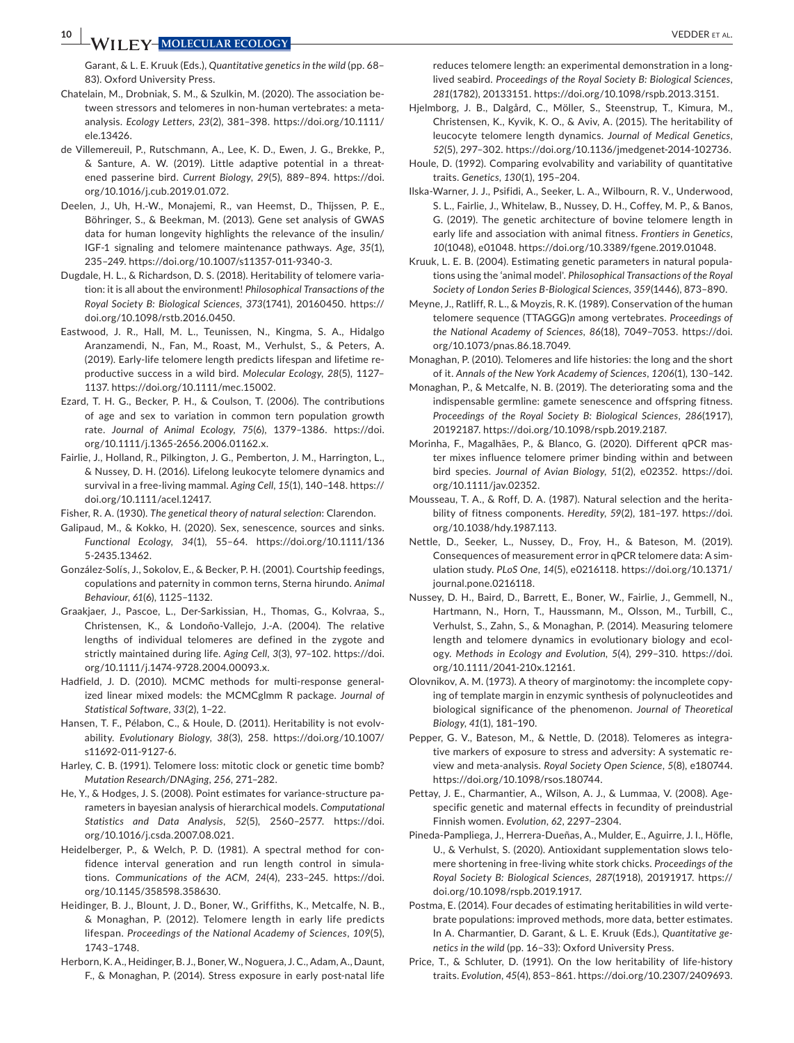Garant, & L. E. Kruuk (Eds.), *Quantitative genetics in the wild* (pp. 68–83). Oxford University Press.

Chatelain, M., Drobniak, S. M., & Szulkin, M. (2020). The association between stressors and telomeres in non-human vertebrates: a meta-analysis. *Ecology Letters*, *23*(2), 381–398. https://doi.org/10.1111/ele.13426.

de Villemereuil, P., Rutschmann, A., Lee, K. D., Ewen, J. G., Brekke, P., & Santure, A. W. (2019). Little adaptive potential in a threatened passerine bird. *Current Biology*, *29*(5), 889–894. https://doi.org/10.1016/j.cub.2019.01.072.

Deelen, J., Uh, H.-W., Monajemi, R., van Heemst, D., Thijssen, P. E., Böhringer, S., & Beekman, M. (2013). Gene set analysis of GWAS data for human longevity highlights the relevance of the insulin/IGF-1 signaling and telomere maintenance pathways. *Age*, *35*(1), 235–249. https://doi.org/10.1007/s11357-011-9340-3.

Dugdale, H. L., & Richardson, D. S. (2018). Heritability of telomere variation: it is all about the environment! *Philosophical Transactions of the Royal Society B: Biological Sciences*, *373*(1741), 20160450. https://doi.org/10.1098/rstb.2016.0450.

Eastwood, J. R., Hall, M. L., Teunissen, N., Kingma, S. A., Hidalgo Aranzamendi, N., Fan, M., Roast, M., Verhulst, S., & Peters, A. (2019). Early-life telomere length predicts lifespan and lifetime reproductive success in a wild bird. *Molecular Ecology*, *28*(5), 1127–1137. https://doi.org/10.1111/mec.15002.

Ezard, T. H. G., Becker, P. H., & Coulson, T. (2006). The contributions of age and sex to variation in common tern population growth rate. *Journal of Animal Ecology*, *75*(6), 1379–1386. https://doi.org/10.1111/j.1365-2656.2006.01162.x.

Fairlie, J., Holland, R., Pilkington, J. G., Pemberton, J. M., Harrington, L., & Nussey, D. H. (2016). Lifelong leukocyte telomere dynamics and survival in a free-living mammal. *Aging Cell*, *15*(1), 140–148. https://doi.org/10.1111/acel.12417.

Fisher, R. A. (1930). *The genetical theory of natural selection*: Clarendon.

Galipaud, M., & Kokko, H. (2020). Sex, senescence, sources and sinks. *Functional Ecology*, *34*(1), 55–64. https://doi.org/10.1111/1365-2435.13462.

González-Solís, J., Sokolov, E., & Becker, P. H. (2001). Courtship feedings, copulations and paternity in common terns, Sterna hirundo. *Animal Behaviour*, *61*(6), 1125–1132.

Graakjaer, J., Pascoe, L., Der-Sarkissian, H., Thomas, G., Kolvraa, S., Christensen, K., & Londoño-Vallejo, J.-A. (2004). The relative lengths of individual telomeres are defined in the zygote and strictly maintained during life. *Aging Cell*, *3*(3), 97–102. https://doi.org/10.1111/j.1474-9728.2004.00093.x.

Hadfield, J. D. (2010). MCMC methods for multi-response generalized linear mixed models: the MCMCglmm R package. *Journal of Statistical Software*, *33*(2), 1–22.

Hansen, T. F., Pélabon, C., & Houle, D. (2011). Heritability is not evolvability. *Evolutionary Biology*, *38*(3), 258. https://doi.org/10.1007/s11692-011-9127-6.

Harley, C. B. (1991). Telomere loss: mitotic clock or genetic time bomb? *Mutation Research/DNAging*, *256*, 271–282.

He, Y., & Hodges, J. S. (2008). Point estimates for variance-structure parameters in bayesian analysis of hierarchical models. *Computational Statistics and Data Analysis*, *52*(5), 2560–2577. https://doi.org/10.1016/j.csda.2007.08.021.

Heidelberger, P., & Welch, P. D. (1981). A spectral method for confidence interval generation and run length control in simulations. *Communications of the ACM*, *24*(4), 233–245. https://doi.org/10.1145/358598.358630.

Heidinger, B. J., Blount, J. D., Boner, W., Griffiths, K., Metcalfe, N. B., & Monaghan, P. (2012). Telomere length in early life predicts lifespan. *Proceedings of the National Academy of Sciences*, *109*(5), 1743–1748.

Herborn, K. A., Heidinger, B. J., Boner, W., Noguera, J. C., Adam, A., Daunt, F., & Monaghan, P. (2014). Stress exposure in early post-natal life reduces telomere length: an experimental demonstration in a long-lived seabird. *Proceedings of the Royal Society B: Biological Sciences*, *281*(1782), 20133151. https://doi.org/10.1098/rspb.2013.3151.

Hjelmborg, J. B., Dalgård, C., Möller, S., Steenstrup, T., Kimura, M., Christensen, K., Kyvik, K. O., & Aviv, A. (2015). The heritability of leucocyte telomere length dynamics. *Journal of Medical Genetics*, *52*(5), 297–302. https://doi.org/10.1136/jmedgenet-2014-102736.

Houle, D. (1992). Comparing evolvability and variability of quantitative traits. *Genetics*, *130*(1), 195–204.

Ilska-Warner, J. J., Psifidi, A., Seeker, L. A., Wilbourn, R. V., Underwood, S. L., Fairlie, J., Whitelaw, B., Nussey, D. H., Coffey, M. P., & Banos, G. (2019). The genetic architecture of bovine telomere length in early life and association with animal fitness. *Frontiers in Genetics*, *10*(1048), e01048. https://doi.org/10.3389/fgene.2019.01048.

Kruuk, L. E. B. (2004). Estimating genetic parameters in natural populations using the 'animal model'. *Philosophical Transactions of the Royal Society of London Series B-Biological Sciences*, *359*(1446), 873–890.

Meyne, J., Ratliff, R. L., & Moyzis, R. K. (1989). Conservation of the human telomere sequence (TTAGGG)*n* among vertebrates. *Proceedings of the National Academy of Sciences*, *86*(18), 7049–7053. https://doi.org/10.1073/pnas.86.18.7049.

Monaghan, P. (2010). Telomeres and life histories: the long and the short of it. *Annals of the New York Academy of Sciences*, *1206*(1), 130–142.

Monaghan, P., & Metcalfe, N. B. (2019). The deteriorating soma and the indispensable germline: gamete senescence and offspring fitness. *Proceedings of the Royal Society B: Biological Sciences*, *286*(1917), 20192187. https://doi.org/10.1098/rspb.2019.2187.

Morinha, F., Magalhães, P., & Blanco, G. (2020). Different qPCR master mixes influence telomere primer binding within and between bird species. *Journal of Avian Biology*, *51*(2), e02352. https://doi.org/10.1111/jav.02352.

Mousseau, T. A., & Roff, D. A. (1987). Natural selection and the heritability of fitness components. *Heredity*, *59*(2), 181–197. https://doi.org/10.1038/hdy.1987.113.

Nettle, D., Seeker, L., Nussey, D., Froy, H., & Bateson, M. (2019). Consequences of measurement error in qPCR telomere data: A simulation study. *PLoS One*, *14*(5), e0216118. https://doi.org/10.1371/journal.pone.0216118.

Nussey, D. H., Baird, D., Barrett, E., Boner, W., Fairlie, J., Gemmell, N., Hartmann, N., Horn, T., Haussmann, M., Olsson, M., Turbill, C., Verhulst, S., Zahn, S., & Monaghan, P. (2014). Measuring telomere length and telomere dynamics in evolutionary biology and ecology. *Methods in Ecology and Evolution*, *5*(4), 299–310. https://doi.org/10.1111/2041-210x.12161.

Olovnikov, A. M. (1973). A theory of marginotomy: the incomplete copying of template margin in enzymic synthesis of polynucleotides and biological significance of the phenomenon. *Journal of Theoretical Biology*, *41*(1), 181–190.

Pepper, G. V., Bateson, M., & Nettle, D. (2018). Telomeres as integrative markers of exposure to stress and adversity: A systematic review and meta-analysis. *Royal Society Open Science*, *5*(8), e180744. https://doi.org/10.1098/rsos.180744.

Pettay, J. E., Charmantier, A., Wilson, A. J., & Lummaa, V. (2008). Age-specific genetic and maternal effects in fecundity of preindustrial Finnish women. *Evolution*, *62*, 2297–2304.

Pineda-Pampliega, J., Herrera-Dueñas, A., Mulder, E., Aguirre, J. I., Höfle, U., & Verhulst, S. (2020). Antioxidant supplementation slows telomere shortening in free-living white stork chicks. *Proceedings of the Royal Society B: Biological Sciences*, *287*(1918), 20191917. https://doi.org/10.1098/rspb.2019.1917.

Postma, E. (2014). Four decades of estimating heritabilities in wild vertebrate populations: improved methods, more data, better estimates. In A. Charmantier, D. Garant, & L. E. Kruuk (Eds.), *Quantitative genetics in the wild* (pp. 16–33): Oxford University Press.

Price, T., & Schluter, D. (1991). On the low heritability of life-history traits. *Evolution*, *45*(4), 853–861. https://doi.org/10.2307/2409693.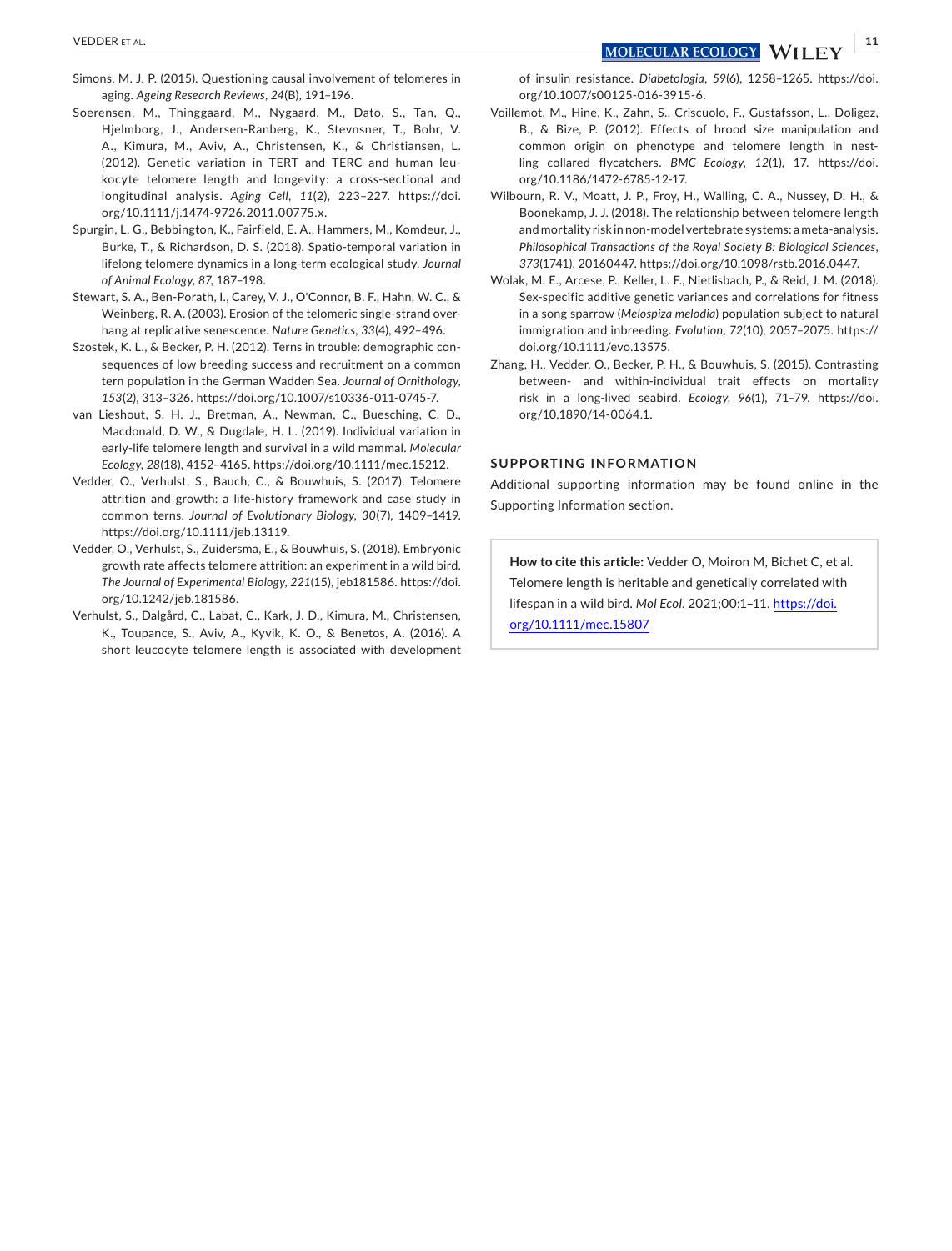Simons, M. J. P. (2015). Questioning causal involvement of telomeres in aging. *Ageing Research Reviews*, *24*(B), 191–196.

Soerensen, M., Thinggaard, M., Nygaard, M., Dato, S., Tan, Q., Hjelmborg, J., Andersen-Ranberg, K., Stevnsner, T., Bohr, V. A., Kimura, M., Aviv, A., Christensen, K., & Christiansen, L. (2012). Genetic variation in TERT and TERC and human leukocyte telomere length and longevity: a cross-sectional and longitudinal analysis. *Aging Cell*, *11*(2), 223–227. https://doi.org/10.1111/j.1474-9726.2011.00775.x.

Spurgin, L. G., Bebbington, K., Fairfield, E. A., Hammers, M., Komdeur, J., Burke, T., & Richardson, D. S. (2018). Spatio-temporal variation in lifelong telomere dynamics in a long-term ecological study. *Journal of Animal Ecology*, *87*, 187–198.

Stewart, S. A., Ben-Porath, I., Carey, V. J., O'Connor, B. F., Hahn, W. C., & Weinberg, R. A. (2003). Erosion of the telomeric single-strand overhang at replicative senescence. *Nature Genetics*, *33*(4), 492–496.

Szostek, K. L., & Becker, P. H. (2012). Terns in trouble: demographic consequences of low breeding success and recruitment on a common tern population in the German Wadden Sea. *Journal of Ornithology*, *153*(2), 313–326. https://doi.org/10.1007/s10336-011-0745-7.

van Lieshout, S. H. J., Bretman, A., Newman, C., Buesching, C. D., Macdonald, D. W., & Dugdale, H. L. (2019). Individual variation in early-life telomere length and survival in a wild mammal. *Molecular Ecology*, *28*(18), 4152–4165. https://doi.org/10.1111/mec.15212.

Vedder, O., Verhulst, S., Bauch, C., & Bouwhuis, S. (2017). Telomere attrition and growth: a life-history framework and case study in common terns. *Journal of Evolutionary Biology*, *30*(7), 1409–1419. https://doi.org/10.1111/jeb.13119.

Vedder, O., Verhulst, S., Zuidersma, E., & Bouwhuis, S. (2018). Embryonic growth rate affects telomere attrition: an experiment in a wild bird. *The Journal of Experimental Biology*, *221*(15), jeb181586. https://doi.org/10.1242/jeb.181586.

Verhulst, S., Dalgård, C., Labat, C., Kark, J. D., Kimura, M., Christensen, K., Toupance, S., Aviv, A., Kyvik, K. O., & Benetos, A. (2016). A short leucocyte telomere length is associated with development of insulin resistance. *Diabetologia*, *59*(6), 1258–1265. https://doi.org/10.1007/s00125-016-3915-6.

Voillemot, M., Hine, K., Zahn, S., Criscuolo, F., Gustafsson, L., Doligez, B., & Bize, P. (2012). Effects of brood size manipulation and common origin on phenotype and telomere length in nestling collared flycatchers. *BMC Ecology*, *12*(1), 17. https://doi.org/10.1186/1472-6785-12-17.

Wilbourn, R. V., Moatt, J. P., Froy, H., Walling, C. A., Nussey, D. H., & Boonekamp, J. J. (2018). The relationship between telomere length and mortality risk in non-model vertebrate systems: a meta-analysis. *Philosophical Transactions of the Royal Society B: Biological Sciences*, *373*(1741), 20160447. https://doi.org/10.1098/rstb.2016.0447.

Wolak, M. E., Arcese, P., Keller, L. F., Nietlisbach, P., & Reid, J. M. (2018). Sex-specific additive genetic variances and correlations for fitness in a song sparrow (*Melospiza melodia*) population subject to natural immigration and inbreeding. *Evolution*, *72*(10), 2057–2075. https://doi.org/10.1111/evo.13575.

Zhang, H., Vedder, O., Becker, P. H., & Bouwhuis, S. (2015). Contrasting between- and within-individual trait effects on mortality risk in a long-lived seabird. *Ecology*, *96*(1), 71–79. https://doi.org/10.1890/14-0064.1.

## SUPPORTING INFORMATION

Additional supporting information may be found online in the Supporting Information section.

**How to cite this article:** Vedder O, Moiron M, Bichet C, et al. Telomere length is heritable and genetically correlated with lifespan in a wild bird. *Mol Ecol*. 2021;00:1–11. https://doi.org/10.1111/mec.15807